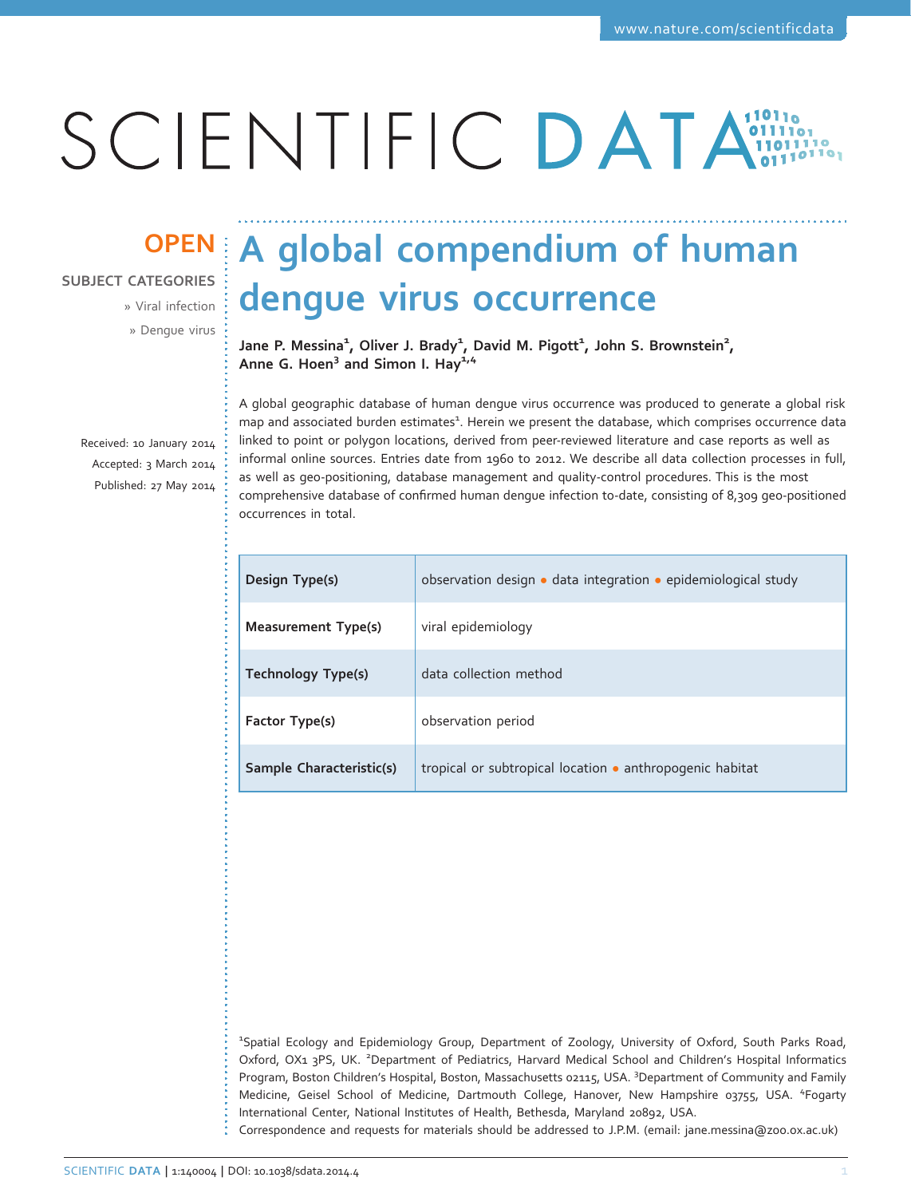OPEN

SUBJECT CATEGORIES

» Viral infection

» Dengue virus

# A global compendium of human dengue virus occurrence

**Jane P. Messina[1], Oliver J. Brady[1], David M. Pigott[1], John S. Brownstein[2], Anne G. Hoen[3] and Simon I. Hay[1,4]**

Received: 10 January 2014
Accepted: 3 March 2014
Published: 27 May 2014

A global geographic database of human dengue virus occurrence was produced to generate a global risk map and associated burden estimates[1]. Herein we present the database, which comprises occurrence data linked to point or polygon locations, derived from peer-reviewed literature and case reports as well as informal online sources. Entries date from 1960 to 2012. We describe all data collection processes in full, as well as geo-positioning, database management and quality-control procedures. This is the most comprehensive database of confirmed human dengue infection to-date, consisting of 8,309 geo-positioned occurrences in total.

| | |
|---|---|
| **Design Type(s)** | observation design • data integration • epidemiological study |
| **Measurement Type(s)** | viral epidemiology |
| **Technology Type(s)** | data collection method |
| **Factor Type(s)** | observation period |
| **Sample Characteristic(s)** | tropical or subtropical location • anthropogenic habitat |

[1]Spatial Ecology and Epidemiology Group, Department of Zoology, University of Oxford, South Parks Road, Oxford, OX1 3PS, UK. [2]Department of Pediatrics, Harvard Medical School and Children's Hospital Informatics Program, Boston Children's Hospital, Boston, Massachusetts 02115, USA. [3]Department of Community and Family Medicine, Geisel School of Medicine, Dartmouth College, Hanover, New Hampshire 03755, USA. [4]Fogarty International Center, National Institutes of Health, Bethesda, Maryland 20892, USA.
Correspondence and requests for materials should be addressed to J.P.M. (email: jane.messina@zoo.ox.ac.uk)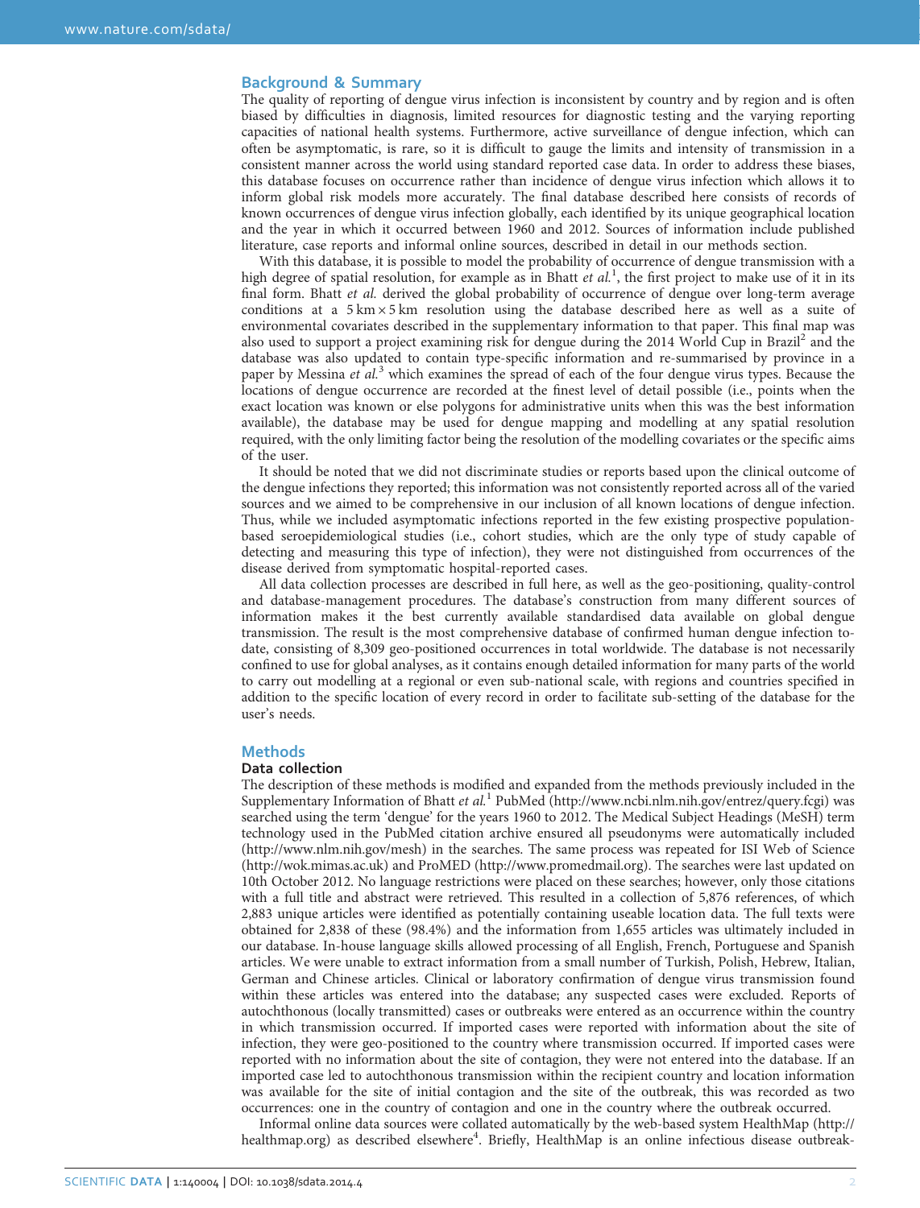## Background & Summary

The quality of reporting of dengue virus infection is inconsistent by country and by region and is often biased by difficulties in diagnosis, limited resources for diagnostic testing and the varying reporting capacities of national health systems. Furthermore, active surveillance of dengue infection, which can often be asymptomatic, is rare, so it is difficult to gauge the limits and intensity of transmission in a consistent manner across the world using standard reported case data. In order to address these biases, this database focuses on occurrence rather than incidence of dengue virus infection which allows it to inform global risk models more accurately. The final database described here consists of records of known occurrences of dengue virus infection globally, each identified by its unique geographical location and the year in which it occurred between 1960 and 2012. Sources of information include published literature, case reports and informal online sources, described in detail in our methods section.

With this database, it is possible to model the probability of occurrence of dengue transmission with a high degree of spatial resolution, for example as in Bhatt *et al.*[1], the first project to make use of it in its final form. Bhatt *et al.* derived the global probability of occurrence of dengue over long-term average conditions at a 5 km × 5 km resolution using the database described here as well as a suite of environmental covariates described in the supplementary information to that paper. This final map was also used to support a project examining risk for dengue during the 2014 World Cup in Brazil[2] and the database was also updated to contain type-specific information and re-summarised by province in a paper by Messina *et al.*[3] which examines the spread of each of the four dengue virus types. Because the locations of dengue occurrence are recorded at the finest level of detail possible (i.e., points when the exact location was known or else polygons for administrative units when this was the best information available), the database may be used for dengue mapping and modelling at any spatial resolution required, with the only limiting factor being the resolution of the modelling covariates or the specific aims of the user.

It should be noted that we did not discriminate studies or reports based upon the clinical outcome of the dengue infections they reported; this information was not consistently reported across all of the varied sources and we aimed to be comprehensive in our inclusion of all known locations of dengue infection. Thus, while we included asymptomatic infections reported in the few existing prospective population-based seroepidemiological studies (i.e., cohort studies, which are the only type of study capable of detecting and measuring this type of infection), they were not distinguished from occurrences of the disease derived from symptomatic hospital-reported cases.

All data collection processes are described in full here, as well as the geo-positioning, quality-control and database-management procedures. The database's construction from many different sources of information makes it the best currently available standardised data available on global dengue transmission. The result is the most comprehensive database of confirmed human dengue infection to-date, consisting of 8,309 geo-positioned occurrences in total worldwide. The database is not necessarily confined to use for global analyses, as it contains enough detailed information for many parts of the world to carry out modelling at a regional or even sub-national scale, with regions and countries specified in addition to the specific location of every record in order to facilitate sub-setting of the database for the user's needs.

## Methods

### Data collection

The description of these methods is modified and expanded from the methods previously included in the Supplementary Information of Bhatt *et al.*[1] PubMed (http://www.ncbi.nlm.nih.gov/entrez/query.fcgi) was searched using the term 'dengue' for the years 1960 to 2012. The Medical Subject Headings (MeSH) term technology used in the PubMed citation archive ensured all pseudonyms were automatically included (http://www.nlm.nih.gov/mesh) in the searches. The same process was repeated for ISI Web of Science (http://wok.mimas.ac.uk) and ProMED (http://www.promedmail.org). The searches were last updated on 10th October 2012. No language restrictions were placed on these searches; however, only those citations with a full title and abstract were retrieved. This resulted in a collection of 5,876 references, of which 2,883 unique articles were identified as potentially containing useable location data. The full texts were obtained for 2,838 of these (98.4%) and the information from 1,655 articles was ultimately included in our database. In-house language skills allowed processing of all English, French, Portuguese and Spanish articles. We were unable to extract information from a small number of Turkish, Polish, Hebrew, Italian, German and Chinese articles. Clinical or laboratory confirmation of dengue virus transmission found within these articles was entered into the database; any suspected cases were excluded. Reports of autochthonous (locally transmitted) cases or outbreaks were entered as an occurrence within the country in which transmission occurred. If imported cases were reported with information about the site of infection, they were geo-positioned to the country where transmission occurred. If imported cases were reported with no information about the site of contagion, they were not entered into the database. If an imported case led to autochthonous transmission within the recipient country and location information was available for the site of initial contagion and the site of the outbreak, this was recorded as two occurrences: one in the country of contagion and one in the country where the outbreak occurred.

Informal online data sources were collated automatically by the web-based system HealthMap (http://healthmap.org) as described elsewhere[4]. Briefly, HealthMap is an online infectious disease outbreak-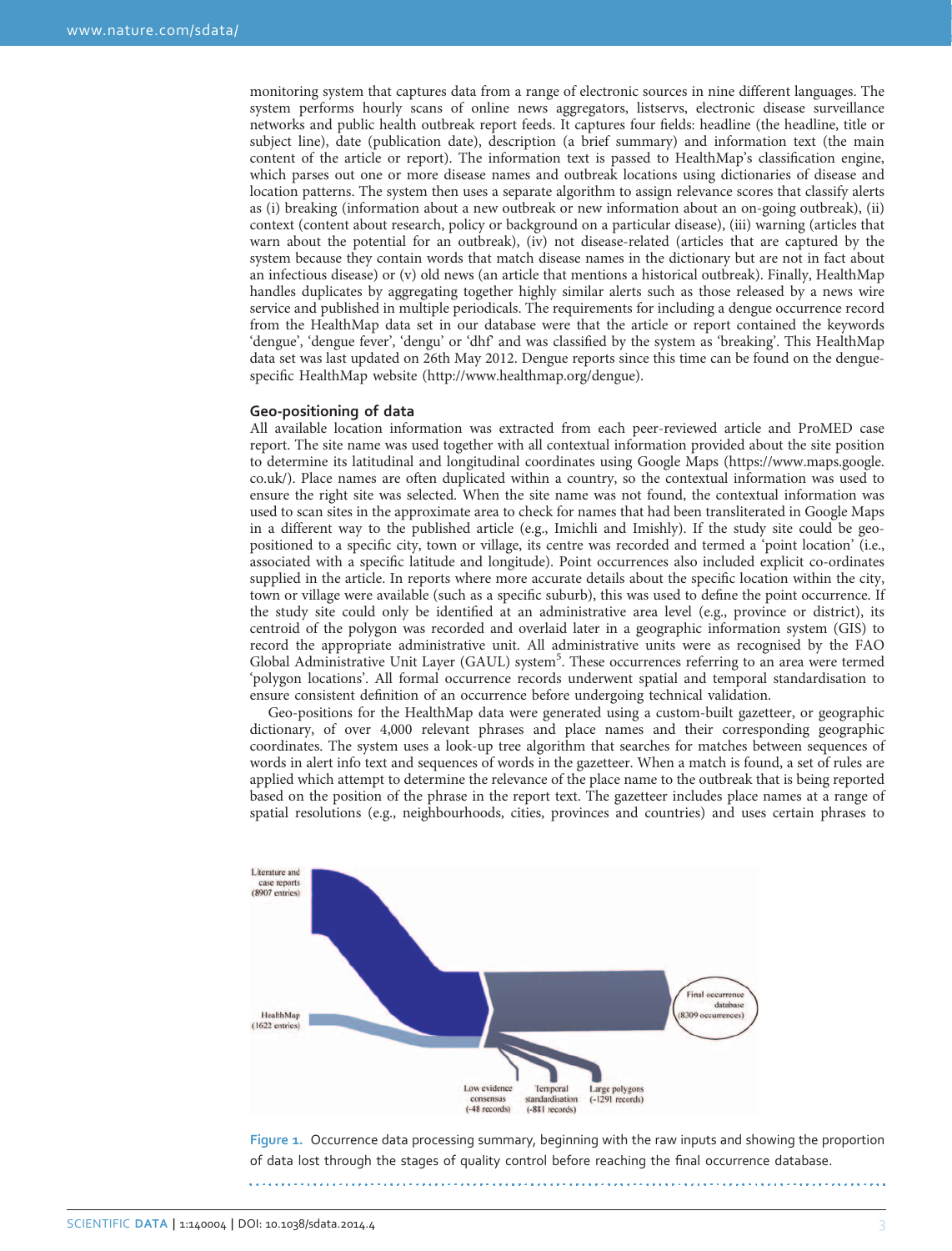monitoring system that captures data from a range of electronic sources in nine different languages. The system performs hourly scans of online news aggregators, listservs, electronic disease surveillance networks and public health outbreak report feeds. It captures four fields: headline (the headline, title or subject line), date (publication date), description (a brief summary) and information text (the main content of the article or report). The information text is passed to HealthMap's classification engine, which parses out one or more disease names and outbreak locations using dictionaries of disease and location patterns. The system then uses a separate algorithm to assign relevance scores that classify alerts as (i) breaking (information about a new outbreak or new information about an on-going outbreak), (ii) context (content about research, policy or background on a particular disease), (iii) warning (articles that warn about the potential for an outbreak), (iv) not disease-related (articles that are captured by the system because they contain words that match disease names in the dictionary but are not in fact about an infectious disease) or (v) old news (an article that mentions a historical outbreak). Finally, HealthMap handles duplicates by aggregating together highly similar alerts such as those released by a news wire service and published in multiple periodicals. The requirements for including a dengue occurrence record from the HealthMap data set in our database were that the article or report contained the keywords 'dengue', 'dengue fever', 'dengu' or 'dhf' and was classified by the system as 'breaking'. This HealthMap data set was last updated on 26th May 2012. Dengue reports since this time can be found on the dengue-specific HealthMap website (http://www.healthmap.org/dengue).

## Geo-positioning of data

All available location information was extracted from each peer-reviewed article and ProMED case report. The site name was used together with all contextual information provided about the site position to determine its latitudinal and longitudinal coordinates using Google Maps (https://www.maps.google.co.uk/). Place names are often duplicated within a country, so the contextual information was used to ensure the right site was selected. When the site name was not found, the contextual information was used to scan sites in the approximate area to check for names that had been transliterated in Google Maps in a different way to the published article (e.g., Imichli and Imishly). If the study site could be geo-positioned to a specific city, town or village, its centre was recorded and termed a 'point location' (i.e., associated with a specific latitude and longitude). Point occurrences also included explicit co-ordinates supplied in the article. In reports where more accurate details about the specific location within the city, town or village were available (such as a specific suburb), this was used to define the point occurrence. If the study site could only be identified at an administrative area level (e.g., province or district), its centroid of the polygon was recorded and overlaid later in a geographic information system (GIS) to record the appropriate administrative unit. All administrative units were as recognised by the FAO Global Administrative Unit Layer (GAUL) system[5]. These occurrences referring to an area were termed 'polygon locations'. All formal occurrence records underwent spatial and temporal standardisation to ensure consistent definition of an occurrence before undergoing technical validation.

Geo-positions for the HealthMap data were generated using a custom-built gazetteer, or geographic dictionary, of over 4,000 relevant phrases and place names and their corresponding geographic coordinates. The system uses a look-up tree algorithm that searches for matches between sequences of words in alert info text and sequences of words in the gazetteer. When a match is found, a set of rules are applied which attempt to determine the relevance of the place name to the outbreak that is being reported based on the position of the phrase in the report text. The gazetteer includes place names at a range of spatial resolutions (e.g., neighbourhoods, cities, provinces and countries) and uses certain phrases to

Figure 1. Occurrence data processing summary, beginning with the raw inputs and showing the proportion of data lost through the stages of quality control before reaching the final occurrence database.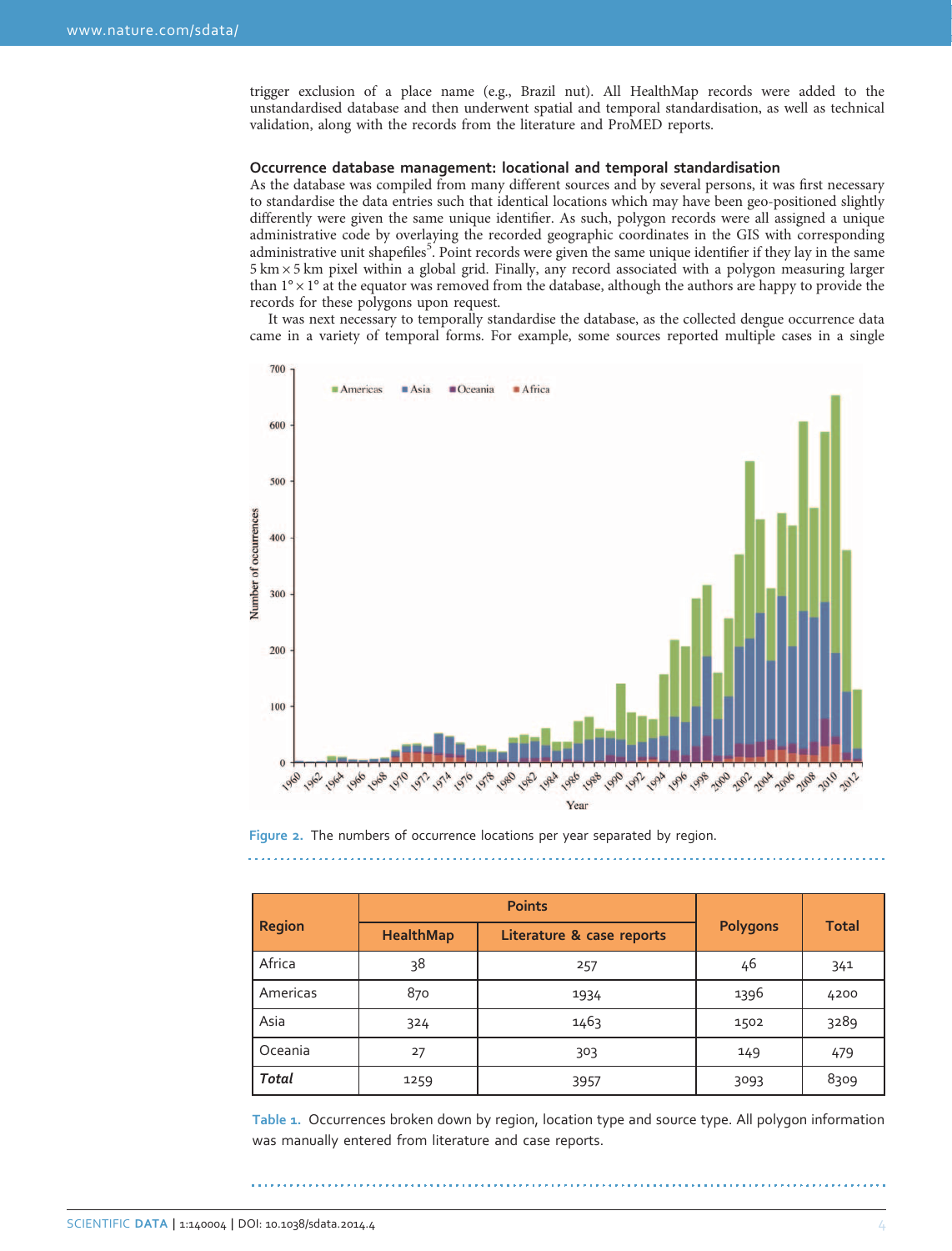trigger exclusion of a place name (e.g., Brazil nut). All HealthMap records were added to the unstandardised database and then underwent spatial and temporal standardisation, as well as technical validation, along with the records from the literature and ProMED reports.

### Occurrence database management: locational and temporal standardisation

As the database was compiled from many different sources and by several persons, it was first necessary to standardise the data entries such that identical locations which may have been geo-positioned slightly differently were given the same unique identifier. As such, polygon records were all assigned a unique administrative code by overlaying the recorded geographic coordinates in the GIS with corresponding administrative unit shapefiles[5]. Point records were given the same unique identifier if they lay in the same 5 km × 5 km pixel within a global grid. Finally, any record associated with a polygon measuring larger than 1° × 1° at the equator was removed from the database, although the authors are happy to provide the records for these polygons upon request.

It was next necessary to temporally standardise the database, as the collected dengue occurrence data came in a variety of temporal forms. For example, some sources reported multiple cases in a single

Figure 2. The numbers of occurrence locations per year separated by region.

| Region | Points | | Polygons | Total |
|---|---|---|---|---|
| | HealthMap | Literature & case reports | | |
| Africa | 38 | 257 | 46 | 341 |
| Americas | 870 | 1934 | 1396 | 4200 |
| Asia | 324 | 1463 | 1502 | 3289 |
| Oceania | 27 | 303 | 149 | 479 |
| ***Total*** | 1259 | 3957 | 3093 | 8309 |

Table 1. Occurrences broken down by region, location type and source type. All polygon information was manually entered from literature and case reports.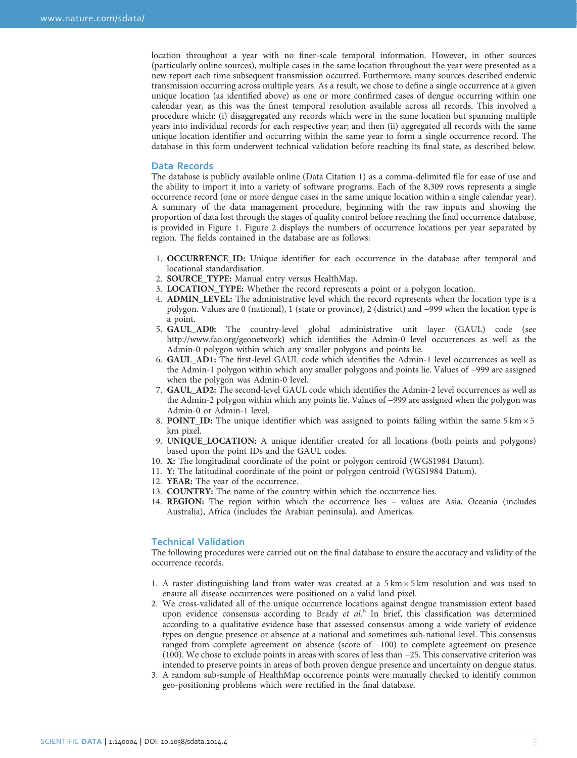location throughout a year with no finer-scale temporal information. However, in other sources (particularly online sources), multiple cases in the same location throughout the year were presented as a new report each time subsequent transmission occurred. Furthermore, many sources described endemic transmission occurring across multiple years. As a result, we chose to define a single occurrence at a given unique location (as identified above) as one or more confirmed cases of dengue occurring within one calendar year, as this was the finest temporal resolution available across all records. This involved a procedure which: (i) disaggregated any records which were in the same location but spanning multiple years into individual records for each respective year; and then (ii) aggregated all records with the same unique location identifier and occurring within the same year to form a single occurrence record. The database in this form underwent technical validation before reaching its final state, as described below.

## Data Records

The database is publicly available online (Data Citation 1) as a comma-delimited file for ease of use and the ability to import it into a variety of software programs. Each of the 8,309 rows represents a single occurrence record (one or more dengue cases in the same unique location within a single calendar year). A summary of the data management procedure, beginning with the raw inputs and showing the proportion of data lost through the stages of quality control before reaching the final occurrence database, is provided in Figure 1. Figure 2 displays the numbers of occurrence locations per year separated by region. The fields contained in the database are as follows:

1. **OCCURRENCE_ID:** Unique identifier for each occurrence in the database after temporal and locational standardisation.
2. **SOURCE_TYPE:** Manual entry versus HealthMap.
3. **LOCATION_TYPE:** Whether the record represents a point or a polygon location.
4. **ADMIN_LEVEL:** The administrative level which the record represents when the location type is a polygon. Values are 0 (national), 1 (state or province), 2 (district) and −999 when the location type is a point.
5. **GAUL_AD0:** The country-level global administrative unit layer (GAUL) code (see http://www.fao.org/geonetwork) which identifies the Admin-0 level occurrences as well as the Admin-0 polygon within which any smaller polygons and points lie.
6. **GAUL_AD1:** The first-level GAUL code which identifies the Admin-1 level occurrences as well as the Admin-1 polygon within which any smaller polygons and points lie. Values of −999 are assigned when the polygon was Admin-0 level.
7. **GAUL_AD2:** The second-level GAUL code which identifies the Admin-2 level occurrences as well as the Admin-2 polygon within which any points lie. Values of −999 are assigned when the polygon was Admin-0 or Admin-1 level.
8. **POINT_ID:** The unique identifier which was assigned to points falling within the same 5 km × 5 km pixel.
9. **UNIQUE_LOCATION:** A unique identifier created for all locations (both points and polygons) based upon the point IDs and the GAUL codes.
10. **X:** The longitudinal coordinate of the point or polygon centroid (WGS1984 Datum).
11. **Y:** The latitudinal coordinate of the point or polygon centroid (WGS1984 Datum).
12. **YEAR:** The year of the occurrence.
13. **COUNTRY:** The name of the country within which the occurrence lies.
14. **REGION:** The region within which the occurrence lies – values are Asia, Oceania (includes Australia), Africa (includes the Arabian peninsula), and Americas.

## Technical Validation

The following procedures were carried out on the final database to ensure the accuracy and validity of the occurrence records.

1. A raster distinguishing land from water was created at a 5 km × 5 km resolution and was used to ensure all disease occurrences were positioned on a valid land pixel.
2. We cross-validated all of the unique occurrence locations against dengue transmission extent based upon evidence consensus according to Brady *et al.*[6] In brief, this classification was determined according to a qualitative evidence base that assessed consensus among a wide variety of evidence types on dengue presence or absence at a national and sometimes sub-national level. This consensus ranged from complete agreement on absence (score of −100) to complete agreement on presence (100). We chose to exclude points in areas with scores of less than −25. This conservative criterion was intended to preserve points in areas of both proven dengue presence and uncertainty on dengue status.
3. A random sub-sample of HealthMap occurrence points were manually checked to identify common geo-positioning problems which were rectified in the final database.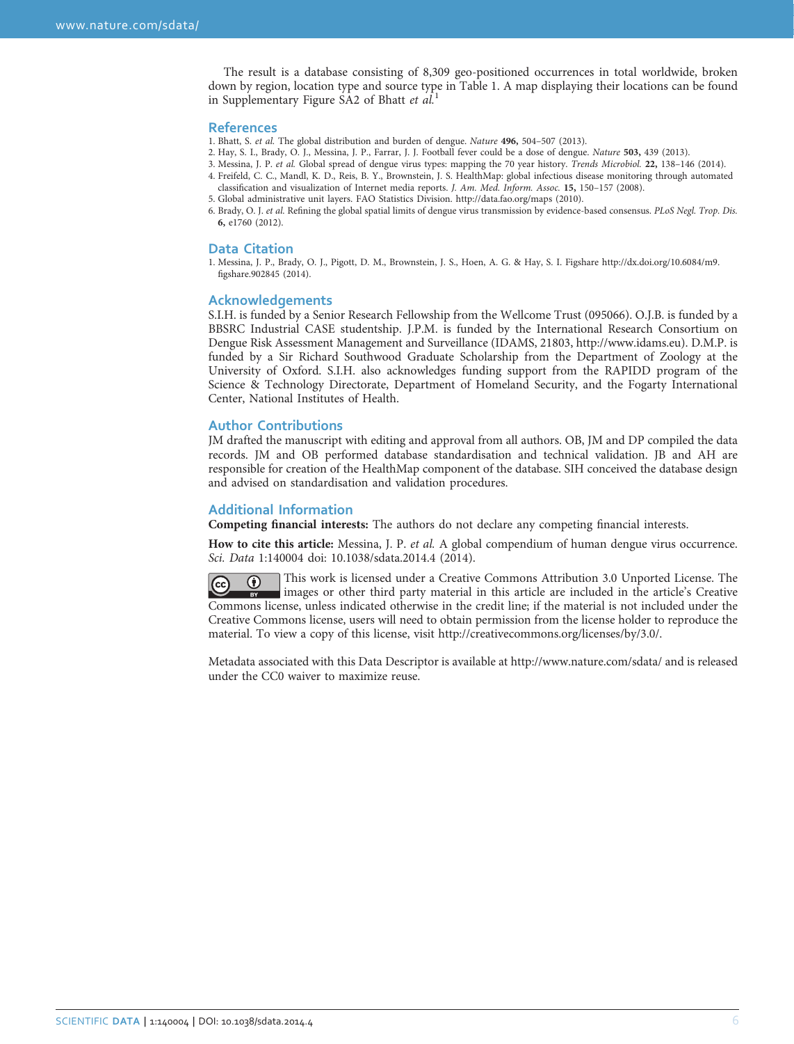The result is a database consisting of 8,309 geo-positioned occurrences in total worldwide, broken down by region, location type and source type in Table 1. A map displaying their locations can be found in Supplementary Figure SA2 of Bhatt *et al.*[1]

## References

1. Bhatt, S. *et al.* The global distribution and burden of dengue. *Nature* **496,** 504–507 (2013).
2. Hay, S. I., Brady, O. J., Messina, J. P., Farrar, J. J. Football fever could be a dose of dengue. *Nature* **503,** 439 (2013).
3. Messina, J. P. *et al.* Global spread of dengue virus types: mapping the 70 year history. *Trends Microbiol.* **22,** 138–146 (2014).
4. Freifeld, C. C., Mandl, K. D., Reis, B. Y., Brownstein, J. S. HealthMap: global infectious disease monitoring through automated classification and visualization of Internet media reports. *J. Am. Med. Inform. Assoc.* **15,** 150–157 (2008).
5. Global administrative unit layers. FAO Statistics Division. http://data.fao.org/maps (2010).
6. Brady, O. J. *et al.* Refining the global spatial limits of dengue virus transmission by evidence-based consensus. *PLoS Negl. Trop. Dis.* **6,** e1760 (2012).

## Data Citation

1. Messina, J. P., Brady, O. J., Pigott, D. M., Brownstein, J. S., Hoen, A. G. & Hay, S. I. Figshare http://dx.doi.org/10.6084/m9.figshare.902845 (2014).

## Acknowledgements

S.I.H. is funded by a Senior Research Fellowship from the Wellcome Trust (095066). O.J.B. is funded by a BBSRC Industrial CASE studentship. J.P.M. is funded by the International Research Consortium on Dengue Risk Assessment Management and Surveillance (IDAMS, 21803, http://www.idams.eu). D.M.P. is funded by a Sir Richard Southwood Graduate Scholarship from the Department of Zoology at the University of Oxford. S.I.H. also acknowledges funding support from the RAPIDD program of the Science & Technology Directorate, Department of Homeland Security, and the Fogarty International Center, National Institutes of Health.

## Author Contributions

JM drafted the manuscript with editing and approval from all authors. OB, JM and DP compiled the data records. JM and OB performed database standardisation and technical validation. JB and AH are responsible for creation of the HealthMap component of the database. SIH conceived the database design and advised on standardisation and validation procedures.

## Additional Information

**Competing financial interests:** The authors do not declare any competing financial interests.

**How to cite this article:** Messina, J. P. *et al.* A global compendium of human dengue virus occurrence. *Sci. Data* 1:140004 doi: 10.1038/sdata.2014.4 (2014).

This work is licensed under a Creative Commons Attribution 3.0 Unported License. The images or other third party material in this article are included in the article's Creative Commons license, unless indicated otherwise in the credit line; if the material is not included under the Creative Commons license, users will need to obtain permission from the license holder to reproduce the material. To view a copy of this license, visit http://creativecommons.org/licenses/by/3.0/.

Metadata associated with this Data Descriptor is available at http://www.nature.com/sdata/ and is released under the CC0 waiver to maximize reuse.